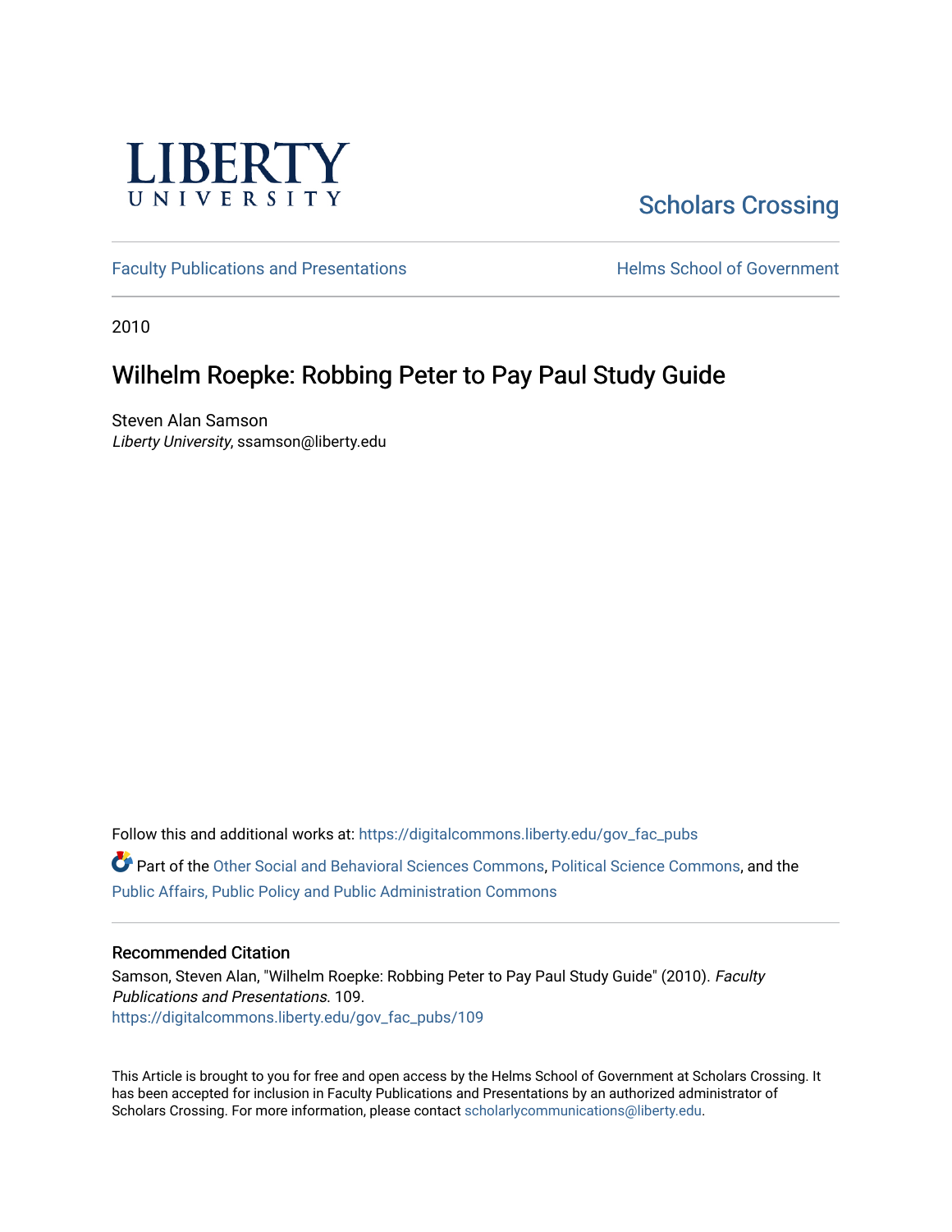LIBERTY UNIVERSITY

Scholars Crossing

Faculty Publications and Presentations

Helms School of Government

2010

# Wilhelm Roepke: Robbing Peter to Pay Paul Study Guide

Steven Alan Samson
*Liberty University*, ssamson@liberty.edu

Follow this and additional works at: https://digitalcommons.liberty.edu/gov_fac_pubs

Part of the Other Social and Behavioral Sciences Commons, Political Science Commons, and the Public Affairs, Public Policy and Public Administration Commons

## Recommended Citation

Samson, Steven Alan, "Wilhelm Roepke: Robbing Peter to Pay Paul Study Guide" (2010). *Faculty Publications and Presentations*. 109.
https://digitalcommons.liberty.edu/gov_fac_pubs/109

This Article is brought to you for free and open access by the Helms School of Government at Scholars Crossing. It has been accepted for inclusion in Faculty Publications and Presentations by an authorized administrator of Scholars Crossing. For more information, please contact scholarlycommunications@liberty.edu.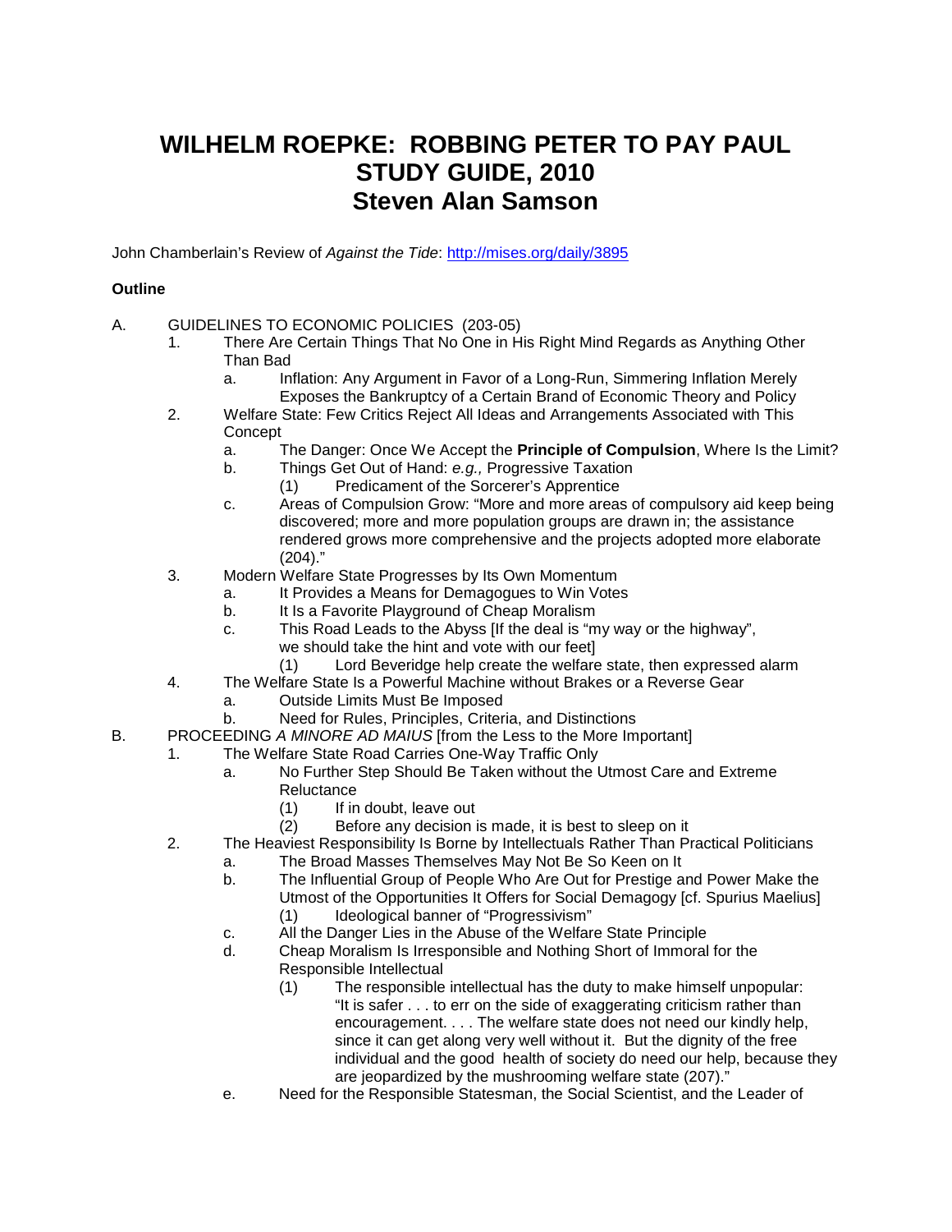# WILHELM ROEPKE: ROBBING PETER TO PAY PAUL STUDY GUIDE, 2010 Steven Alan Samson

John Chamberlain's Review of *Against the Tide*: http://mises.org/daily/3895

**Outline**

A. GUIDELINES TO ECONOMIC POLICIES (203-05)
   1. There Are Certain Things That No One in His Right Mind Regards as Anything Other Than Bad
      a. Inflation: Any Argument in Favor of a Long-Run, Simmering Inflation Merely Exposes the Bankruptcy of a Certain Brand of Economic Theory and Policy
   2. Welfare State: Few Critics Reject All Ideas and Arrangements Associated with This Concept
      a. The Danger: Once We Accept the **Principle of Compulsion**, Where Is the Limit?
      b. Things Get Out of Hand: *e.g.,* Progressive Taxation
         (1) Predicament of the Sorcerer's Apprentice
      c. Areas of Compulsion Grow: "More and more areas of compulsory aid keep being discovered; more and more population groups are drawn in; the assistance rendered grows more comprehensive and the projects adopted more elaborate (204)."
   3. Modern Welfare State Progresses by Its Own Momentum
      a. It Provides a Means for Demagogues to Win Votes
      b. It Is a Favorite Playground of Cheap Moralism
      c. This Road Leads to the Abyss [If the deal is "my way or the highway", we should take the hint and vote with our feet]
         (1) Lord Beveridge help create the welfare state, then expressed alarm
   4. The Welfare State Is a Powerful Machine without Brakes or a Reverse Gear
      a. Outside Limits Must Be Imposed
      b. Need for Rules, Principles, Criteria, and Distinctions

B. PROCEEDING *A MINORE AD MAIUS* [from the Less to the More Important]
   1. The Welfare State Road Carries One-Way Traffic Only
      a. No Further Step Should Be Taken without the Utmost Care and Extreme Reluctance
         (1) If in doubt, leave out
         (2) Before any decision is made, it is best to sleep on it
   2. The Heaviest Responsibility Is Borne by Intellectuals Rather Than Practical Politicians
      a. The Broad Masses Themselves May Not Be So Keen on It
      b. The Influential Group of People Who Are Out for Prestige and Power Make the Utmost of the Opportunities It Offers for Social Demagogy [cf. Spurius Maelius]
         (1) Ideological banner of "Progressivism"
      c. All the Danger Lies in the Abuse of the Welfare State Principle
      d. Cheap Moralism Is Irresponsible and Nothing Short of Immoral for the Responsible Intellectual
         (1) The responsible intellectual has the duty to make himself unpopular: "It is safer . . . to err on the side of exaggerating criticism rather than encouragement. . . . The welfare state does not need our kindly help, since it can get along very well without it. But the dignity of the free individual and the good health of society do need our help, because they are jeopardized by the mushrooming welfare state (207)."
      e. Need for the Responsible Statesman, the Social Scientist, and the Leader of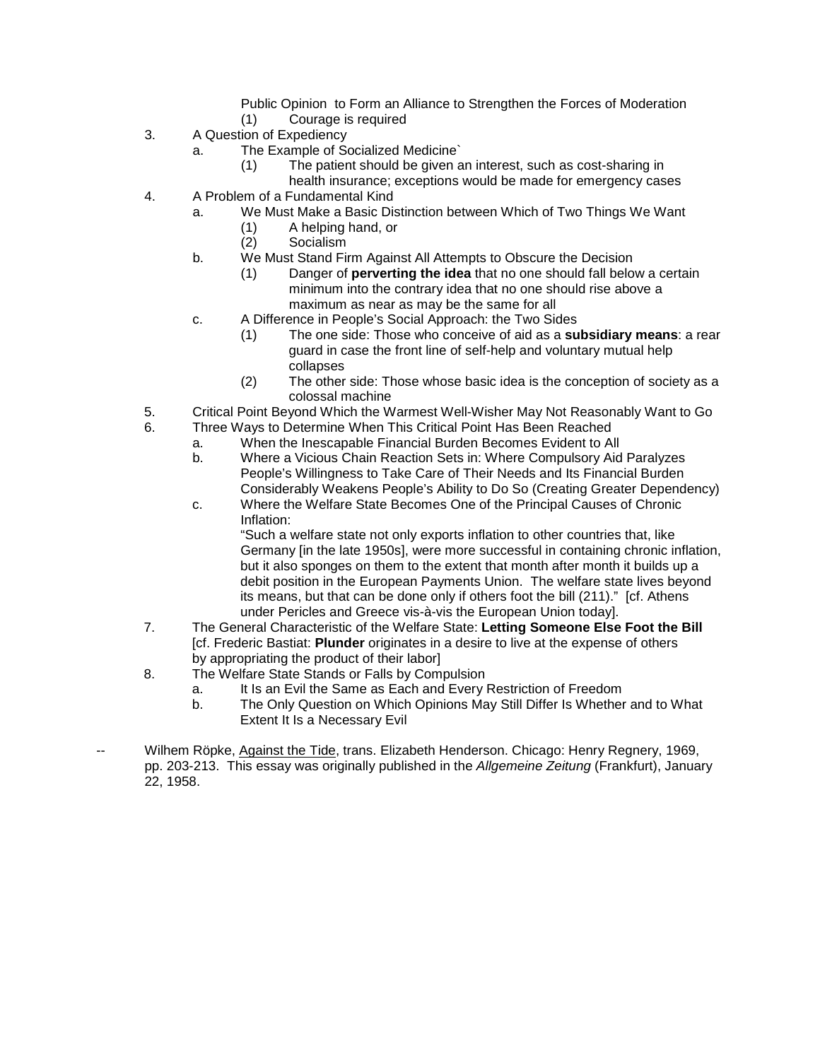Public Opinion to Form an Alliance to Strengthen the Forces of Moderation

    (1) Courage is required

3. A Question of Expediency
    a. The Example of Socialized Medicine`
        (1) The patient should be given an interest, such as cost-sharing in health insurance; exceptions would be made for emergency cases
4. A Problem of a Fundamental Kind
    a. We Must Make a Basic Distinction between Which of Two Things We Want
        (1) A helping hand, or
        (2) Socialism
    b. We Must Stand Firm Against All Attempts to Obscure the Decision
        (1) Danger of **perverting the idea** that no one should fall below a certain minimum into the contrary idea that no one should rise above a maximum as near as may be the same for all
    c. A Difference in People's Social Approach: the Two Sides
        (1) The one side: Those who conceive of aid as a **subsidiary means**: a rear guard in case the front line of self-help and voluntary mutual help collapses
        (2) The other side: Those whose basic idea is the conception of society as a colossal machine
5. Critical Point Beyond Which the Warmest Well-Wisher May Not Reasonably Want to Go
6. Three Ways to Determine When This Critical Point Has Been Reached
    a. When the Inescapable Financial Burden Becomes Evident to All
    b. Where a Vicious Chain Reaction Sets in: Where Compulsory Aid Paralyzes People's Willingness to Take Care of Their Needs and Its Financial Burden Considerably Weakens People's Ability to Do So (Creating Greater Dependency)
    c. Where the Welfare State Becomes One of the Principal Causes of Chronic Inflation:
       "Such a welfare state not only exports inflation to other countries that, like Germany [in the late 1950s], were more successful in containing chronic inflation, but it also sponges on them to the extent that month after month it builds up a debit position in the European Payments Union. The welfare state lives beyond its means, but that can be done only if others foot the bill (211)." [cf. Athens under Pericles and Greece vis-à-vis the European Union today].
7. The General Characteristic of the Welfare State: **Letting Someone Else Foot the Bill** [cf. Frederic Bastiat: **Plunder** originates in a desire to live at the expense of others by appropriating the product of their labor]
8. The Welfare State Stands or Falls by Compulsion
    a. It Is an Evil the Same as Each and Every Restriction of Freedom
    b. The Only Question on Which Opinions May Still Differ Is Whether and to What Extent It Is a Necessary Evil

-- Wilhem Röpke, Against the Tide, trans. Elizabeth Henderson. Chicago: Henry Regnery, 1969, pp. 203-213. This essay was originally published in the *Allgemeine Zeitung* (Frankfurt), January 22, 1958.